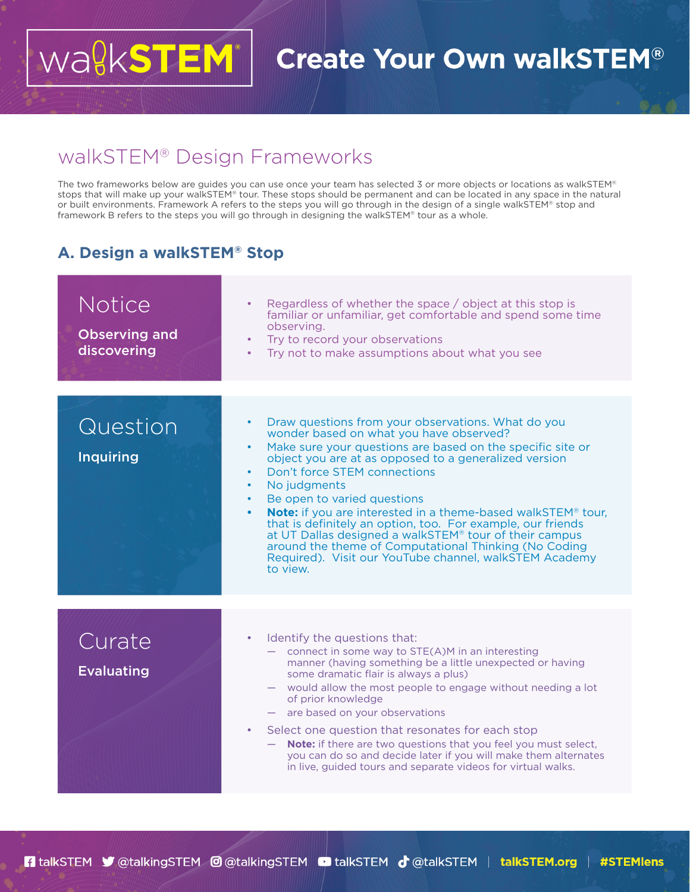# Create Your Own walkSTEM®

## walkSTEM® Design Frameworks

The two frameworks below are guides you can use once your team has selected 3 or more objects or locations as walkSTEM® stops that will make up your walkSTEM® tour. These stops should be permanent and can be located in any space in the natural or built environments. Framework A refers to the steps you will go through in the design of a single walkSTEM® stop and framework B refers to the steps you will go through in designing the walkSTEM® tour as a whole.

### A. Design a walkSTEM® Stop

#### Notice

**Observing and discovering**

- Regardless of whether the space / object at this stop is familiar or unfamiliar, get comfortable and spend some time observing.
- Try to record your observations
- Try not to make assumptions about what you see

#### Question

**Inquiring**

- Draw questions from your observations. What do you wonder based on what you have observed?
- Make sure your questions are based on the specific site or object you are at as opposed to a generalized version
- Don't force STEM connections
- No judgments
- Be open to varied questions
- **Note:** if you are interested in a theme-based walkSTEM® tour, that is definitely an option, too. For example, our friends at UT Dallas designed a walkSTEM® tour of their campus around the theme of Computational Thinking (No Coding Required). Visit our YouTube channel, walkSTEM Academy to view.

#### Curate

**Evaluating**

- Identify the questions that:
  - connect in some way to STE(A)M in an interesting manner (having something be a little unexpected or having some dramatic flair is always a plus)
  - would allow the most people to engage without needing a lot of prior knowledge
  - are based on your observations
- Select one question that resonates for each stop
  - **Note:** if there are two questions that you feel you must select, you can do so and decide later if you will make them alternates in live, guided tours and separate videos for virtual walks.

talkSTEM @talkingSTEM @talkingSTEM talkSTEM @talkSTEM | talkSTEM.org | #STEMlens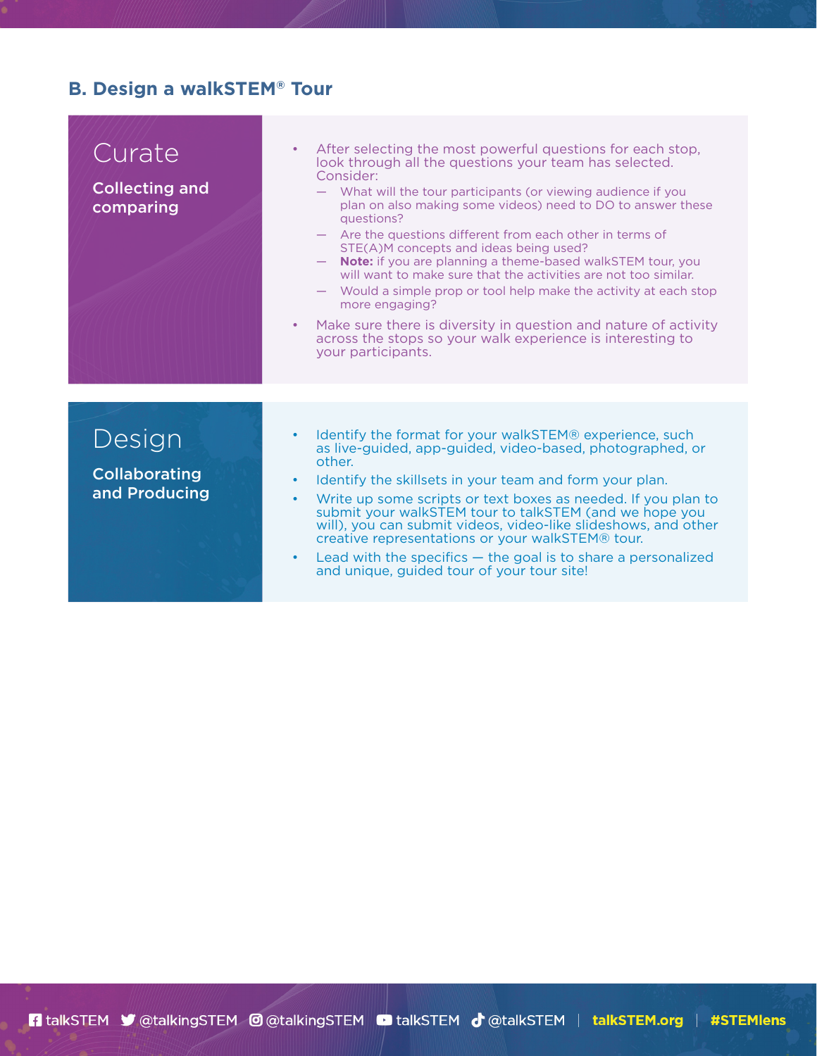## B. Design a walkSTEM® Tour

### Curate

**Collecting and comparing**

- After selecting the most powerful questions for each stop, look through all the questions your team has selected. Consider:
  - What will the tour participants (or viewing audience if you plan on also making some videos) need to DO to answer these questions?
  - Are the questions different from each other in terms of STE(A)M concepts and ideas being used?
  - **Note:** if you are planning a theme-based walkSTEM tour, you will want to make sure that the activities are not too similar.
  - Would a simple prop or tool help make the activity at each stop more engaging?
- Make sure there is diversity in question and nature of activity across the stops so your walk experience is interesting to your participants.

### Design

**Collaborating and Producing**

- Identify the format for your walkSTEM® experience, such as live-guided, app-guided, video-based, photographed, or other.
- Identify the skillsets in your team and form your plan.
- Write up some scripts or text boxes as needed. If you plan to submit your walkSTEM tour to talkSTEM (and we hope you will), you can submit videos, video-like slideshows, and other creative representations or your walkSTEM® tour.
- Lead with the specifics — the goal is to share a personalized and unique, guided tour of your tour site!